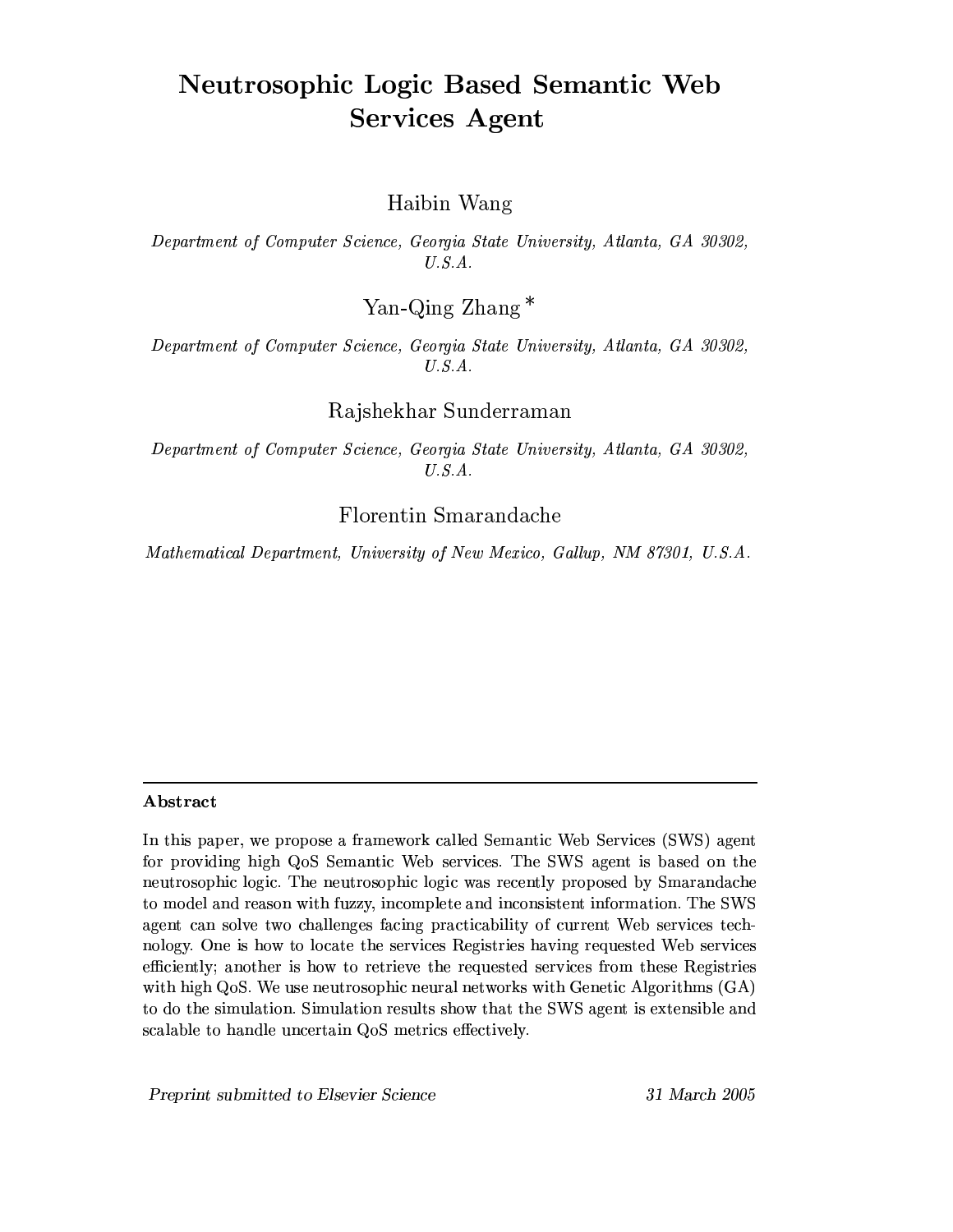# Neutrosophic Logic Based Semantic Web Services Agent

Haibin Wang

*Department of Computer Science, Georgia State University, Atlanta, GA 30302, U.S.A.*

Yan-Qing Zhang *

*Department of Computer Science, Georgia State University, Atlanta, GA 30302, U.S.A.*

Rajshekhar Sunderraman

*Department of Computer Science, Georgia State University, Atlanta, GA 30302, U.S.A.*

Florentin Smarandache

*Mathematical Department, University of New Mexico, Gallup, NM 87301, U.S.A.*

---

**Abstract**

In this paper, we propose a framework called Semantic Web Services (SWS) agent for providing high QoS Semantic Web services. The SWS agent is based on the neutrosophic logic. The neutrosophic logic was recently proposed by Smarandache to model and reason with fuzzy, incomplete and inconsistent information. The SWS agent can solve two challenges facing practicability of current Web services technology. One is how to locate the services Registries having requested Web services efficiently; another is how to retrieve the requested services from these Registries with high QoS. We use neutrosophic neural networks with Genetic Algorithms (GA) to do the simulation. Simulation results show that the SWS agent is extensible and scalable to handle uncertain QoS metrics effectively.

*Preprint submitted to Elsevier Science* 31 March 2005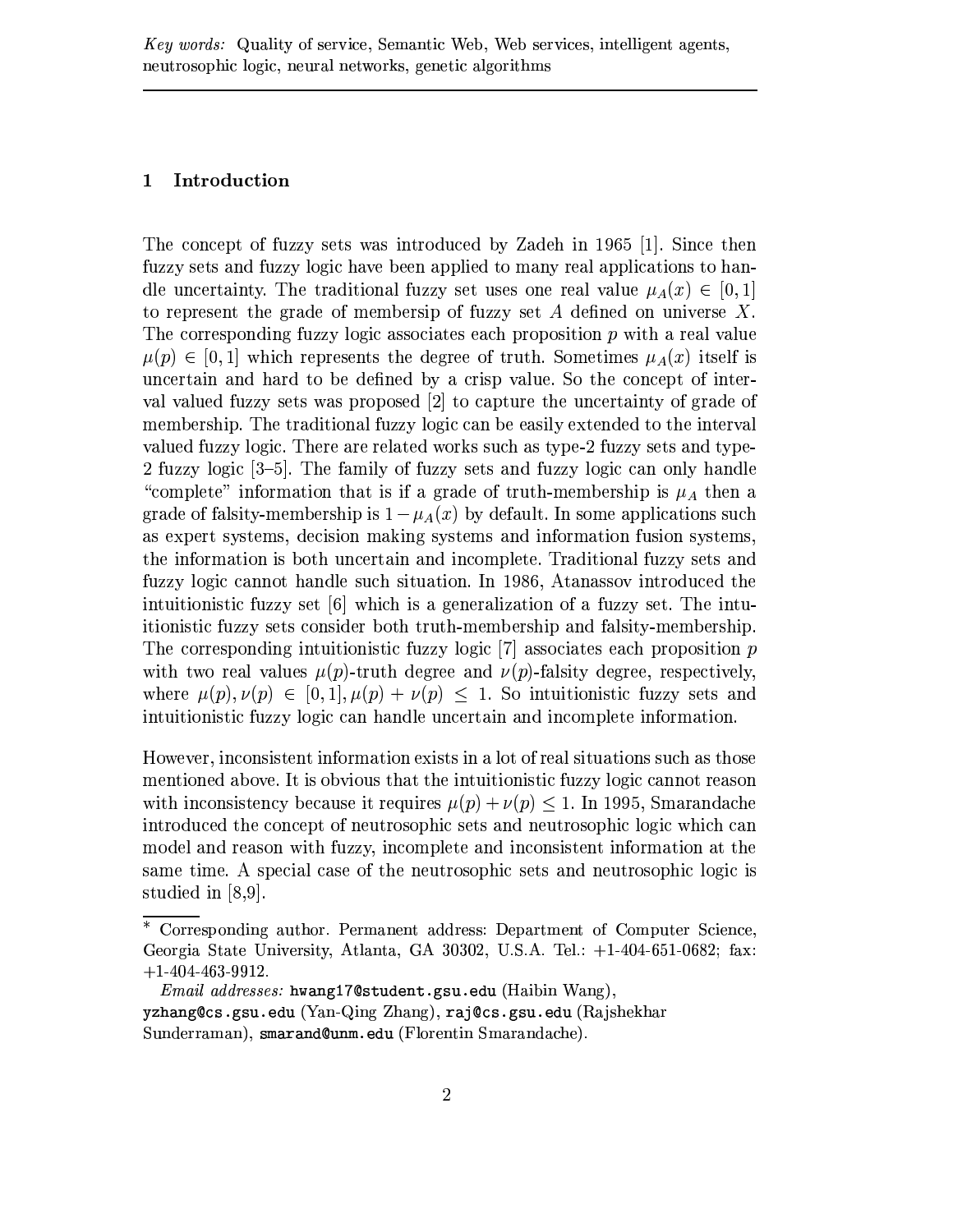*Key words:* Quality of service, Semantic Web, Web services, intelligent agents, neutrosophic logic, neural networks, genetic algorithms

## 1 Introduction

The concept of fuzzy sets was introduced by Zadeh in 1965 [1]. Since then fuzzy sets and fuzzy logic have been applied to many real applications to handle uncertainty. The traditional fuzzy set uses one real value $\mu_A(x) \in [0,1]$ to represent the grade of membersip of fuzzy set $A$ defined on universe $X$. The corresponding fuzzy logic associates each proposition $p$ with a real value $\mu(p) \in [0,1]$ which represents the degree of truth. Sometimes $\mu_A(x)$ itself is uncertain and hard to be defined by a crisp value. So the concept of interval valued fuzzy sets was proposed [2] to capture the uncertainty of grade of membership. The traditional fuzzy logic can be easily extended to the interval valued fuzzy logic. There are related works such as type-2 fuzzy sets and type-2 fuzzy logic [3–5]. The family of fuzzy sets and fuzzy logic can only handle "complete" information that is if a grade of truth-membership is $\mu_A$ then a grade of falsity-membership is $1 - \mu_A(x)$ by default. In some applications such as expert systems, decision making systems and information fusion systems, the information is both uncertain and incomplete. Traditional fuzzy sets and fuzzy logic cannot handle such situation. In 1986, Atanassov introduced the intuitionistic fuzzy set [6] which is a generalization of a fuzzy set. The intuitionistic fuzzy sets consider both truth-membership and falsity-membership. The corresponding intuitionistic fuzzy logic [7] associates each proposition $p$ with two real values $\mu(p)$-truth degree and $\nu(p)$-falsity degree, respectively, where $\mu(p), \nu(p) \in [0,1], \mu(p) + \nu(p) \leq 1$. So intuitionistic fuzzy sets and intuitionistic fuzzy logic can handle uncertain and incomplete information.

However, inconsistent information exists in a lot of real situations such as those mentioned above. It is obvious that the intuitionistic fuzzy logic cannot reason with inconsistency because it requires $\mu(p) + \nu(p) \leq 1$. In 1995, Smarandache introduced the concept of neutrosophic sets and neutrosophic logic which can model and reason with fuzzy, incomplete and inconsistent information at the same time. A special case of the neutrosophic sets and neutrosophic logic is studied in [8,9].

---

* Corresponding author. Permanent address: Department of Computer Science, Georgia State University, Atlanta, GA 30302, U.S.A. Tel.: +1-404-651-0682; fax: +1-404-463-9912.

*Email addresses:* hwang17@student.gsu.edu (Haibin Wang), yzhang@cs.gsu.edu (Yan-Qing Zhang), raj@cs.gsu.edu (Rajshekhar Sunderraman), smarand@unm.edu (Florentin Smarandache).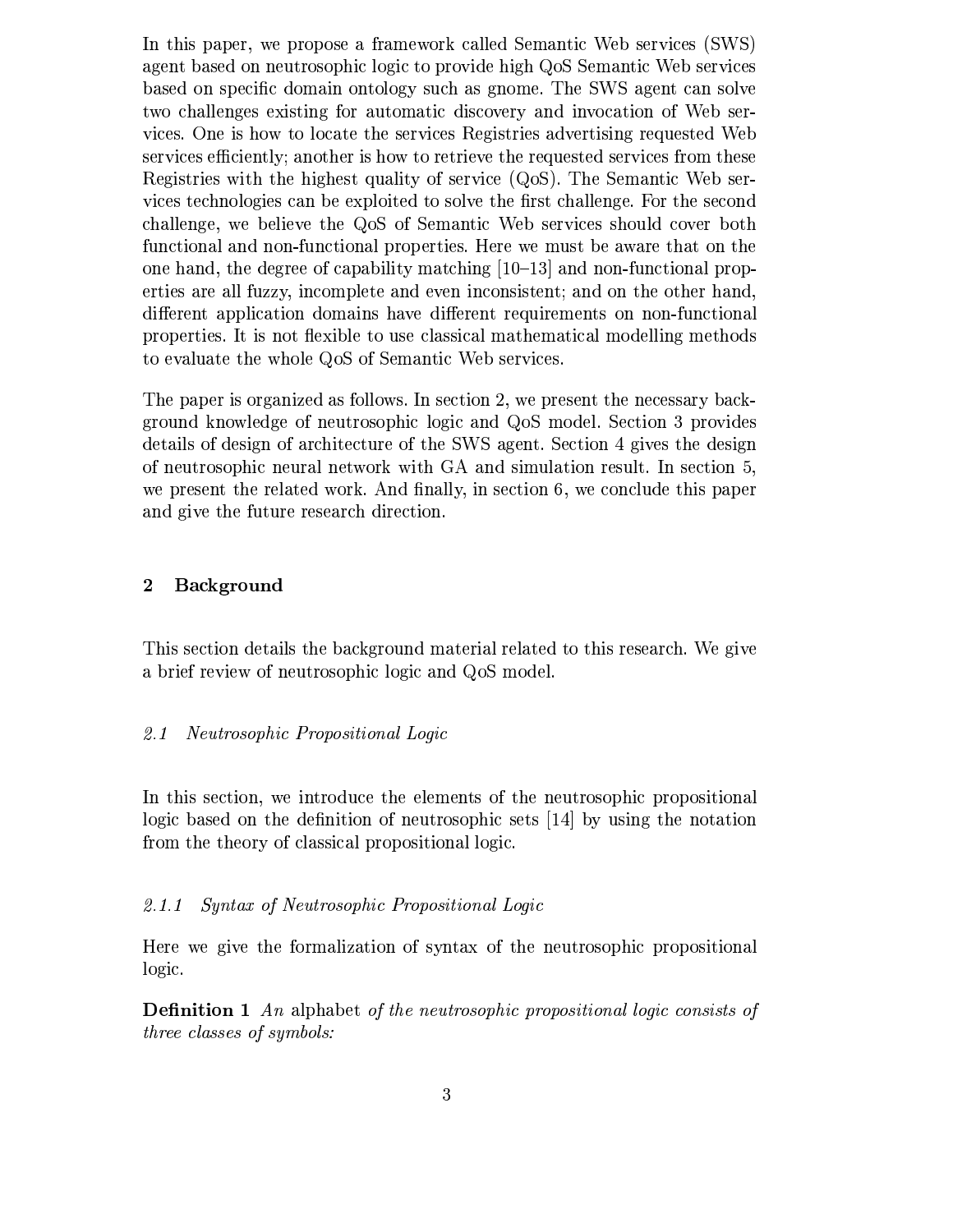In this paper, we propose a framework called Semantic Web services (SWS) agent based on neutrosophic logic to provide high QoS Semantic Web services based on specific domain ontology such as gnome. The SWS agent can solve two challenges existing for automatic discovery and invocation of Web services. One is how to locate the services Registries advertising requested Web services efficiently; another is how to retrieve the requested services from these Registries with the highest quality of service (QoS). The Semantic Web services technologies can be exploited to solve the first challenge. For the second challenge, we believe the QoS of Semantic Web services should cover both functional and non-functional properties. Here we must be aware that on the one hand, the degree of capability matching [10–13] and non-functional properties are all fuzzy, incomplete and even inconsistent; and on the other hand, different application domains have different requirements on non-functional properties. It is not flexible to use classical mathematical modelling methods to evaluate the whole QoS of Semantic Web services.

The paper is organized as follows. In section 2, we present the necessary background knowledge of neutrosophic logic and QoS model. Section 3 provides details of design of architecture of the SWS agent. Section 4 gives the design of neutrosophic neural network with GA and simulation result. In section 5, we present the related work. And finally, in section 6, we conclude this paper and give the future research direction.

## 2 Background

This section details the background material related to this research. We give a brief review of neutrosophic logic and QoS model.

### *2.1 Neutrosophic Propositional Logic*

In this section, we introduce the elements of the neutrosophic propositional logic based on the definition of neutrosophic sets [14] by using the notation from the theory of classical propositional logic.

#### *2.1.1 Syntax of Neutrosophic Propositional Logic*

Here we give the formalization of syntax of the neutrosophic propositional logic.

**Definition 1** *An* alphabet *of the neutrosophic propositional logic consists of three classes of symbols:*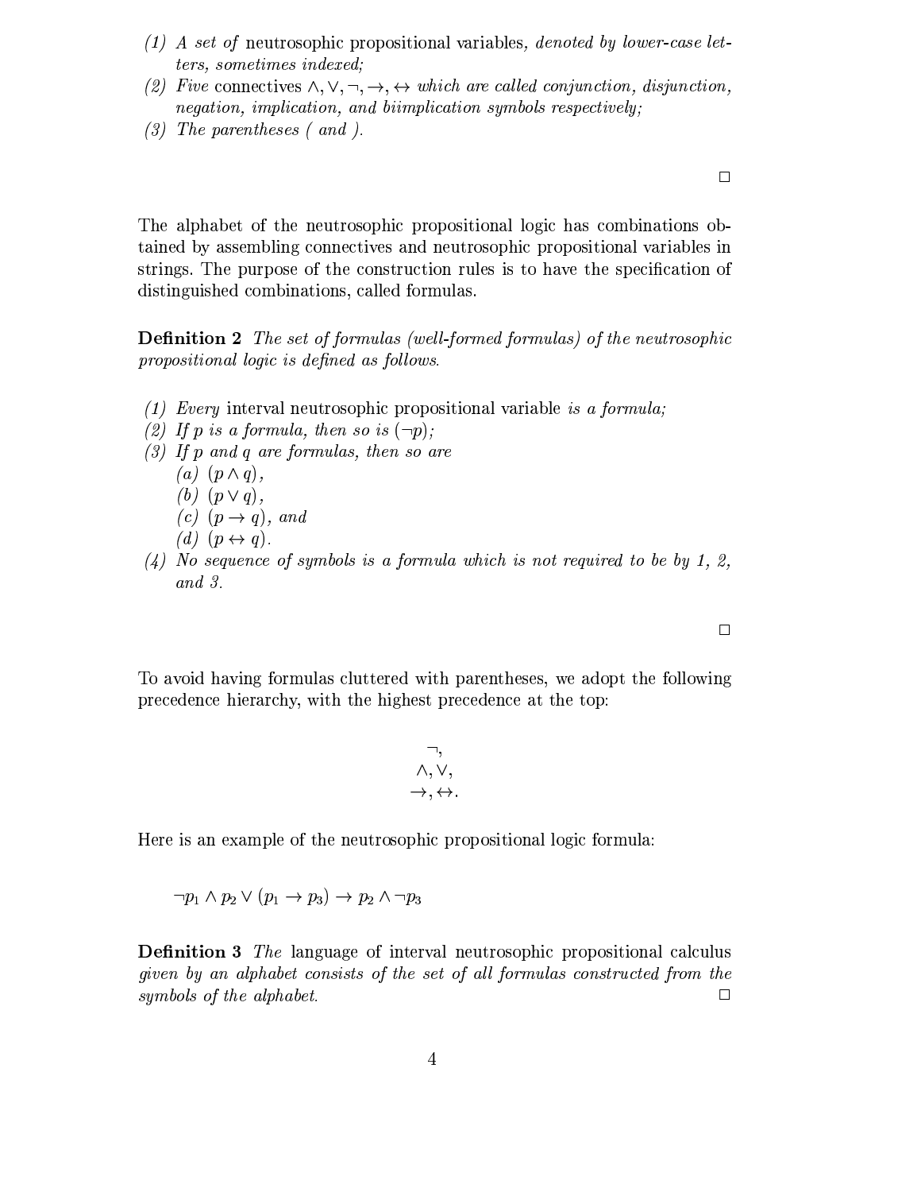1. *A set of* neutrosophic propositional variables*, denoted by lower-case letters, sometimes indexed;*
2. *Five* connectives $\wedge, \vee, \neg, \rightarrow, \leftrightarrow$ *which are called conjunction, disjunction, negation, implication, and biimplication symbols respectively;*
3. *The parentheses ( and ).*

□

The alphabet of the neutrosophic propositional logic has combinations obtained by assembling connectives and neutrosophic propositional variables in strings. The purpose of the construction rules is to have the specification of distinguished combinations, called formulas.

**Definition 2** *The set of formulas (well-formed formulas) of the neutrosophic propositional logic is defined as follows.*

1. *Every* interval neutrosophic propositional variable *is a formula;*
2. *If p is a formula, then so is* $(\neg p)$*;*
3. *If p and q are formulas, then so are*
   - (a) $(p \wedge q)$,
   - (b) $(p \vee q)$,
   - (c) $(p \rightarrow q)$, *and*
   - (d) $(p \leftrightarrow q)$.
4. *No sequence of symbols is a formula which is not required to be by 1, 2, and 3.*

□

To avoid having formulas cluttered with parentheses, we adopt the following precedence hierarchy, with the highest precedence at the top:

$$\begin{gathered} \neg, \\ \wedge, \vee, \\ \rightarrow, \leftrightarrow. \end{gathered}$$

Here is an example of the neutrosophic propositional logic formula:

$$\neg p_1 \wedge p_2 \vee (p_1 \rightarrow p_3) \rightarrow p_2 \wedge \neg p_3$$

**Definition 3** *The* language of interval neutrosophic propositional calculus *given by an alphabet consists of the set of all formulas constructed from the symbols of the alphabet.* □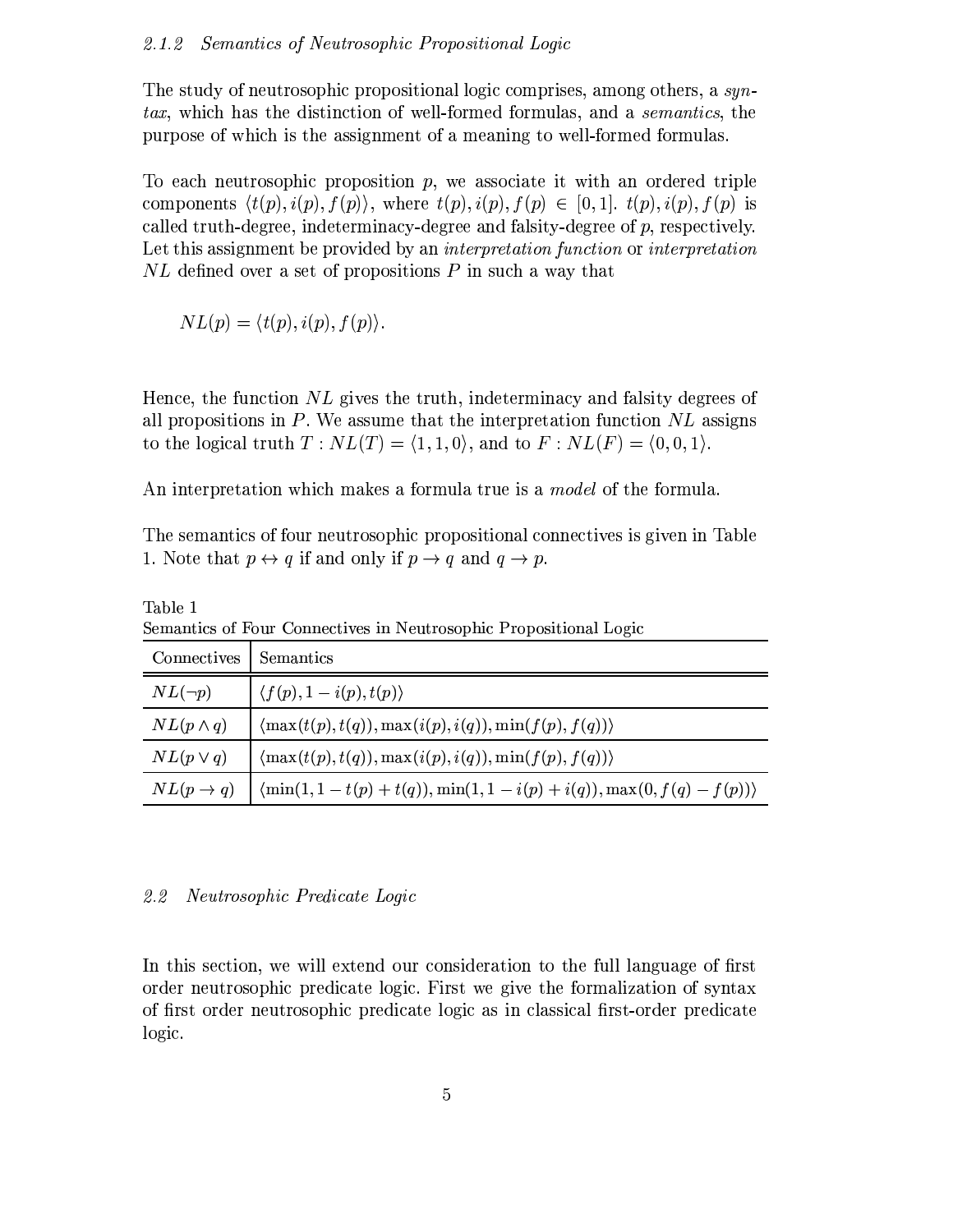### 2.1.2 *Semantics of Neutrosophic Propositional Logic*

The study of neutrosophic propositional logic comprises, among others, a *syntax*, which has the distinction of well-formed formulas, and a *semantics*, the purpose of which is the assignment of a meaning to well-formed formulas.

To each neutrosophic proposition $p$, we associate it with an ordered triple components $\langle t(p), i(p), f(p) \rangle$, where $t(p), i(p), f(p) \in [0, 1]$. $t(p), i(p), f(p)$ is called truth-degree, indeterminacy-degree and falsity-degree of $p$, respectively. Let this assignment be provided by an *interpretation function* or *interpretation* $NL$ defined over a set of propositions $P$ in such a way that

$$NL(p) = \langle t(p), i(p), f(p) \rangle.$$

Hence, the function $NL$ gives the truth, indeterminacy and falsity degrees of all propositions in $P$. We assume that the interpretation function $NL$ assigns to the logical truth $T : NL(T) = \langle 1, 1, 0 \rangle$, and to $F : NL(F) = \langle 0, 0, 1 \rangle$.

An interpretation which makes a formula true is a *model* of the formula.

The semantics of four neutrosophic propositional connectives is given in Table 1. Note that $p \leftrightarrow q$ if and only if $p \rightarrow q$ and $q \rightarrow p$.

Table 1
Semantics of Four Connectives in Neutrosophic Propositional Logic

| Connectives | Semantics |
|---|---|
| $NL(\neg p)$ | $\langle f(p), 1 - i(p), t(p) \rangle$ |
| $NL(p \wedge q)$ | $\langle \max(t(p), t(q)), \max(i(p), i(q)), \min(f(p), f(q)) \rangle$ |
| $NL(p \vee q)$ | $\langle \max(t(p), t(q)), \max(i(p), i(q)), \min(f(p), f(q)) \rangle$ |
| $NL(p \rightarrow q)$ | $\langle \min(1, 1 - t(p) + t(q)), \min(1, 1 - i(p) + i(q)), \max(0, f(q) - f(p)) \rangle$ |

## 2.2 *Neutrosophic Predicate Logic*

In this section, we will extend our consideration to the full language of first order neutrosophic predicate logic. First we give the formalization of syntax of first order neutrosophic predicate logic as in classical first-order predicate logic.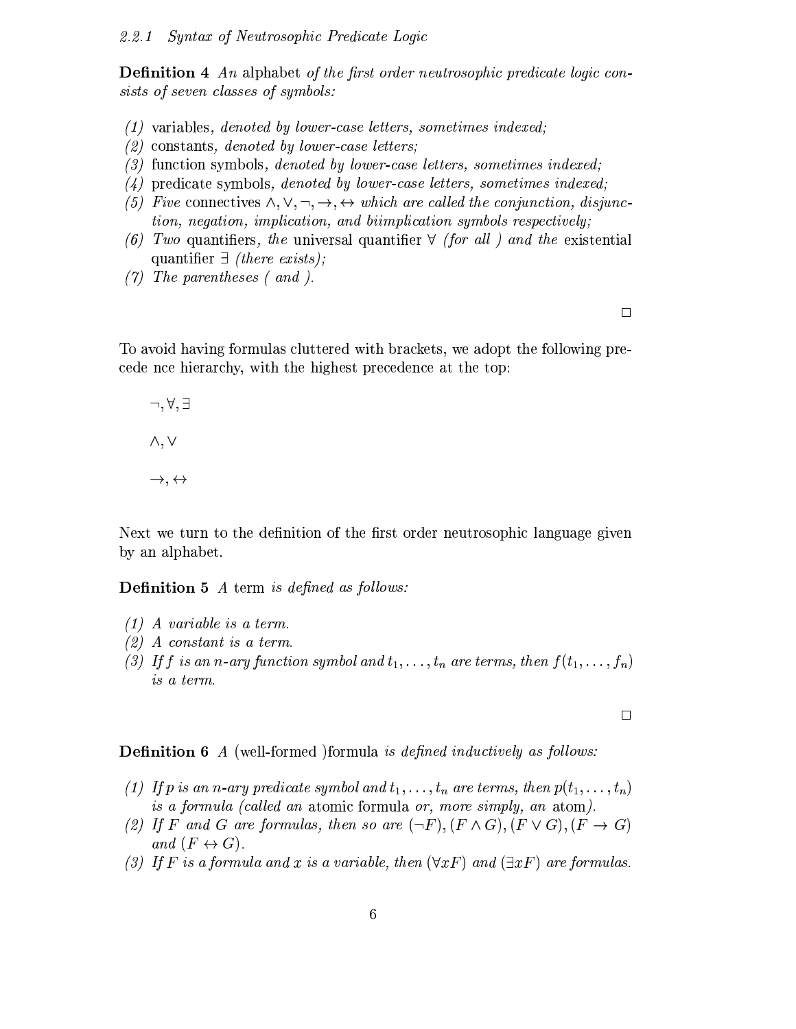### 2.2.1 Syntax of Neutrosophic Predicate Logic

**Definition 4** *An* alphabet *of the first order neutrosophic predicate logic consists of seven classes of symbols:*

*(1)* variables*, denoted by lower-case letters, sometimes indexed;*
*(2)* constants*, denoted by lower-case letters;*
*(3)* function symbols*, denoted by lower-case letters, sometimes indexed;*
*(4)* predicate symbols*, denoted by lower-case letters, sometimes indexed;*
*(5) Five* connectives $\wedge, \vee, \neg, \rightarrow, \leftrightarrow$ *which are called the conjunction, disjunction, negation, implication, and biimplication symbols respectively;*
*(6) Two* quantifiers*, the* universal quantifier $\forall$ *(for all ) and the* existential quantifier $\exists$ *(there exists);*
*(7) The parentheses ( and ).*

□

To avoid having formulas cluttered with brackets, we adopt the following prece de nce hierarchy, with the highest precedence at the top:

$\neg, \forall, \exists$

$\wedge, \vee$

$\rightarrow, \leftrightarrow$

Next we turn to the definition of the first order neutrosophic language given by an alphabet.

**Definition 5** *A* term *is defined as follows:*

*(1) A variable is a term.*
*(2) A constant is a term.*
*(3) If $f$ is an $n$-ary function symbol and $t_1, \dots, t_n$ are terms, then $f(t_1, \dots, f_n)$ is a term.*

□

**Definition 6** *A* (well-formed )formula *is defined inductively as follows:*

*(1) If $p$ is an $n$-ary predicate symbol and $t_1, \dots, t_n$ are terms, then $p(t_1, \dots, t_n)$ is a formula (called an* atomic formula *or, more simply, an* atom*).*
*(2) If $F$ and $G$ are formulas, then so are $(\neg F), (F \wedge G), (F \vee G), (F \rightarrow G)$ and $(F \leftrightarrow G)$.*
*(3) If $F$ is a formula and $x$ is a variable, then $(\forall x F)$ and $(\exists x F)$ are formulas.*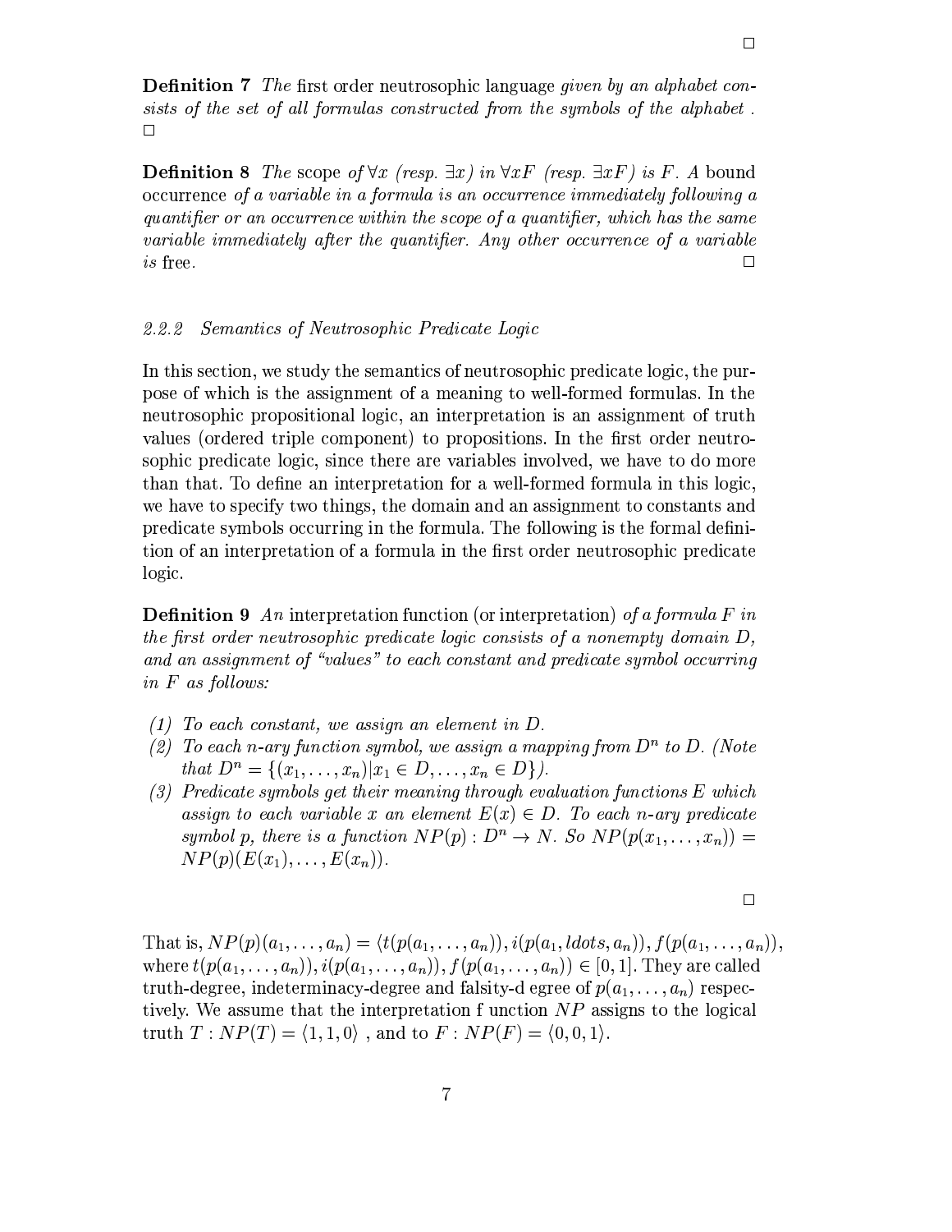□

**Definition 7** *The* first order neutrosophic language *given by an alphabet consists of the set of all formulas constructed from the symbols of the alphabet .* □

**Definition 8** *The* scope *of $\forall x$ (resp. $\exists x$) in $\forall xF$ (resp. $\exists xF$) is $F$. A* bound occurrence *of a variable in a formula is an occurrence immediately following a quantifier or an occurrence within the scope of a quantifier, which has the same variable immediately after the quantifier. Any other occurrence of a variable is* free*.* □

### 2.2.2 Semantics of Neutrosophic Predicate Logic

In this section, we study the semantics of neutrosophic predicate logic, the purpose of which is the assignment of a meaning to well-formed formulas. In the neutrosophic propositional logic, an interpretation is an assignment of truth values (ordered triple component) to propositions. In the first order neutrosophic predicate logic, since there are variables involved, we have to do more than that. To define an interpretation for a well-formed formula in this logic, we have to specify two things, the domain and an assignment to constants and predicate symbols occurring in the formula. The following is the formal definition of an interpretation of a formula in the first order neutrosophic predicate logic.

**Definition 9** *An* interpretation function (or interpretation) *of a formula $F$ in the first order neutrosophic predicate logic consists of a nonempty domain $D$, and an assignment of "values" to each constant and predicate symbol occurring in $F$ as follows:*

*(1) To each constant, we assign an element in $D$.*
*(2) To each $n$-ary function symbol, we assign a mapping from $D^n$ to $D$. (Note that $D^n = \{(x_1, \ldots, x_n) | x_1 \in D, \ldots, x_n \in D\}$).*
*(3) Predicate symbols get their meaning through evaluation functions $E$ which assign to each variable $x$ an element $E(x) \in D$. To each $n$-ary predicate symbol $p$, there is a function $NP(p) : D^n \to N$. So $NP(p(x_1, \ldots, x_n)) = NP(p)(E(x_1), \ldots, E(x_n))$.*

□

That is, $NP(p)(a_1, \ldots, a_n) = \langle t(p(a_1, \ldots, a_n)), i(p(a_1, ldots, a_n)), f(p(a_1, \ldots, a_n)) \rangle$, where $t(p(a_1, \ldots, a_n)), i(p(a_1, \ldots, a_n)), f(p(a_1, \ldots, a_n)) \in [0, 1]$. They are called truth-degree, indeterminacy-degree and falsity-d egree of $p(a_1, \ldots, a_n)$ respectively. We assume that the interpretation f unction $NP$ assigns to the logical truth $T : NP(T) = \langle 1, 1, 0 \rangle$ , and to $F : NP(F) = \langle 0, 0, 1 \rangle$.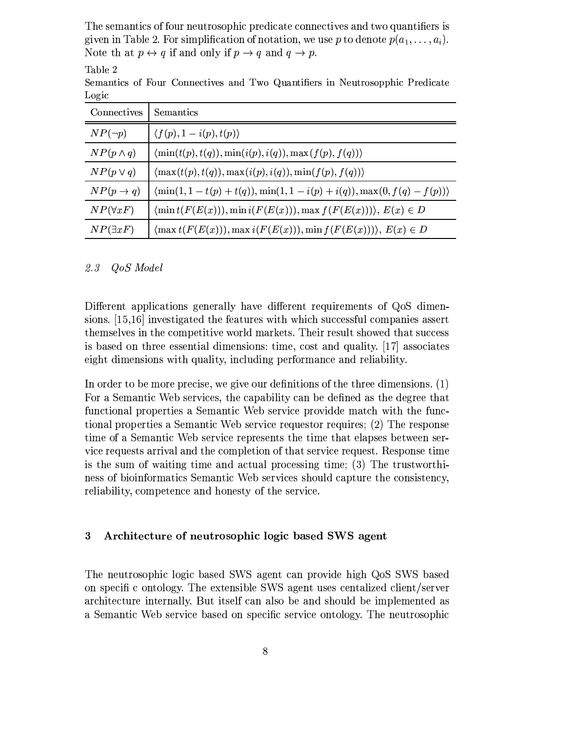The semantics of four neutrosophic predicate connectives and two quantifiers is given in Table 2. For simplification of notation, we use $p$ to denote $p(a_1, \ldots, a_i)$. Note th at $p \leftrightarrow q$ if and only if $p \rightarrow q$ and $q \rightarrow p$.

Table 2
Semantics of Four Connectives and Two Quantifiers in Neutrosopphic Predicate Logic

| Connectives | Semantics |
|---|---|
| $NP(\neg p)$ | $\langle f(p), 1 - i(p), t(p)\rangle$ |
| $NP(p \wedge q)$ | $\langle \min(t(p), t(q)), \min(i(p), i(q)), \max(f(p), f(q))\rangle$ |
| $NP(p \vee q)$ | $\langle \max(t(p), t(q)), \max(i(p), i(q)), \min(f(p), f(q))\rangle$ |
| $NP(p \rightarrow q)$ | $\langle \min(1, 1 - t(p) + t(q)), \min(1, 1 - i(p) + i(q)), \max(0, f(q) - f(p))\rangle$ |
| $NP(\forall x F)$ | $\langle \min t(F(E(x))), \min i(F(E(x))), \max f(F(E(x)))\rangle,\ E(x) \in D$ |
| $NP(\exists x F)$ | $\langle \max t(F(E(x))), \max i(F(E(x))), \min f(F(E(x)))\rangle,\ E(x) \in D$ |

### *2.3 QoS Model*

Different applications generally have different requirements of QoS dimensions. [15,16] investigated the features with which successful companies assert themselves in the competitive world markets. Their result showed that success is based on three essential dimensions: time, cost and quality. [17] associates eight dimensions with quality, including performance and reliability.

In order to be more precise, we give our definitions of the three dimensions. (1) For a Semantic Web services, the capability can be defined as the degree that functional properties a Semantic Web service providde match with the functional properties a Semantic Web service requestor requires; (2) The response time of a Semantic Web service represents the time that elapses between service requests arrival and the completion of that service request. Response time is the sum of waiting time and actual processing time; (3) The trustworthiness of bioinformatics Semantic Web services should capture the consistency, reliability, competence and honesty of the service.

## 3 Architecture of neutrosophic logic based SWS agent

The neutrosophic logic based SWS agent can provide high QoS SWS based on specifi c ontology. The extensible SWS agent uses centalized client/server architecture internally. But itself can also be and should be implemented as a Semantic Web service based on specific service ontology. The neutrosophic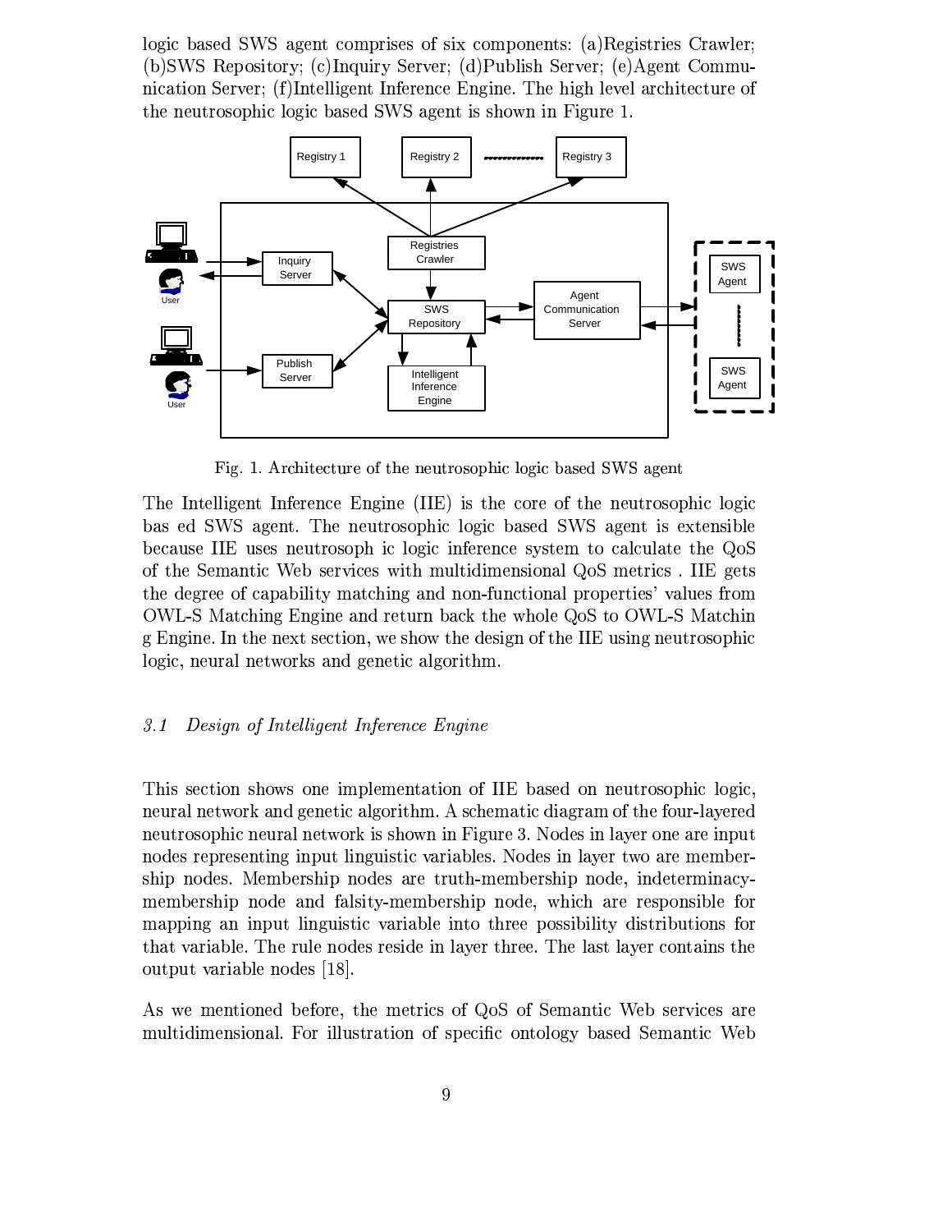logic based SWS agent comprises of six components: (a)Registries Crawler; (b)SWS Repository; (c)Inquiry Server; (d)Publish Server; (e)Agent Communication Server; (f)Intelligent Inference Engine. The high level architecture of the neutrosophic logic based SWS agent is shown in Figure 1.

Fig. 1. Architecture of the neutrosophic logic based SWS agent

The Intelligent Inference Engine (IIE) is the core of the neutrosophic logic bas ed SWS agent. The neutrosophic logic based SWS agent is extensible because IIE uses neutrosoph ic logic inference system to calculate the QoS of the Semantic Web services with multidimensional QoS metrics . IIE gets the degree of capability matching and non-functional properties' values from OWL-S Matching Engine and return back the whole QoS to OWL-S Matchin g Engine. In the next section, we show the design of the IIE using neutrosophic logic, neural networks and genetic algorithm.

### *3.1 Design of Intelligent Inference Engine*

This section shows one implementation of IIE based on neutrosophic logic, neural network and genetic algorithm. A schematic diagram of the four-layered neutrosophic neural network is shown in Figure 3. Nodes in layer one are input nodes representing input linguistic variables. Nodes in layer two are membership nodes. Membership nodes are truth-membership node, indeterminacy-membership node and falsity-membership node, which are responsible for mapping an input linguistic variable into three possibility distributions for that variable. The rule nodes reside in layer three. The last layer contains the output variable nodes [18].

As we mentioned before, the metrics of QoS of Semantic Web services are multidimensional. For illustration of specific ontology based Semantic Web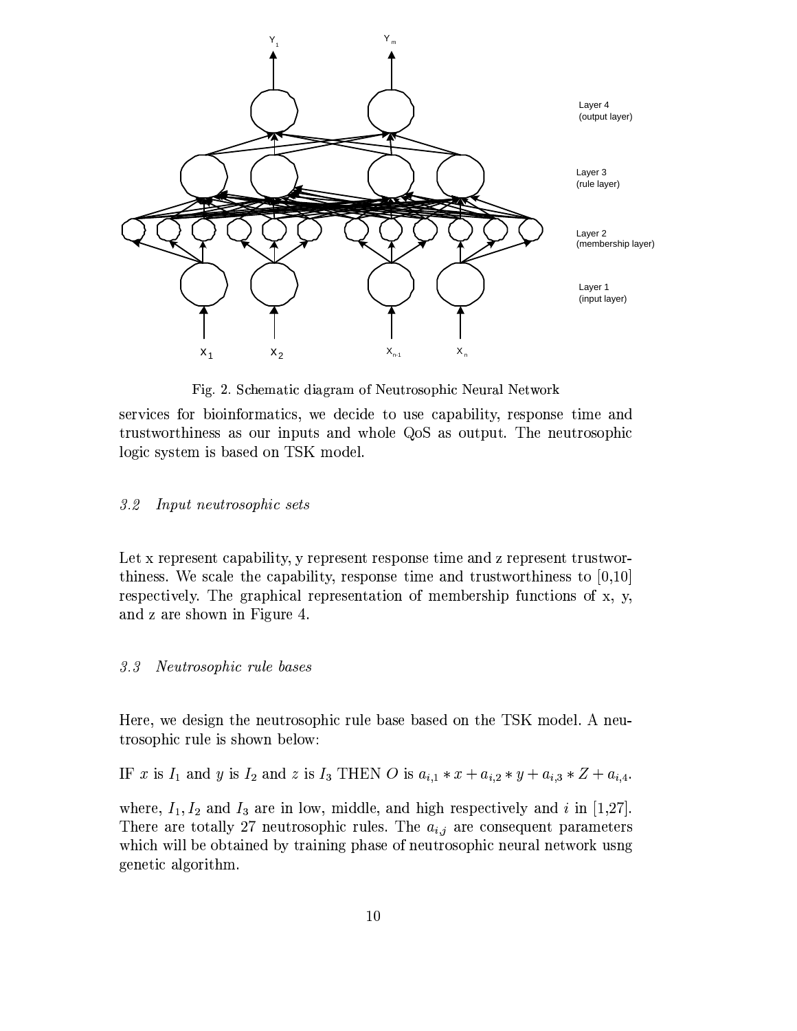Fig. 2. Schematic diagram of Neutrosophic Neural Network

services for bioinformatics, we decide to use capability, response time and trustworthiness as our inputs and whole QoS as output. The neutrosophic logic system is based on TSK model.

### *3.2 Input neutrosophic sets*

Let x represent capability, y represent response time and z represent trustworthiness. We scale the capability, response time and trustworthiness to [0,10] respectively. The graphical representation of membership functions of x, y, and z are shown in Figure 4.

### *3.3 Neutrosophic rule bases*

Here, we design the neutrosophic rule base based on the TSK model. A neutrosophic rule is shown below:

IF $x$ is $I_1$ and $y$ is $I_2$ and $z$ is $I_3$ THEN $O$ is $a_{i,1} * x + a_{i,2} * y + a_{i,3} * Z + a_{i,4}$.

where, $I_1, I_2$ and $I_3$ are in low, middle, and high respectively and $i$ in [1,27]. There are totally 27 neutrosophic rules. The $a_{i,j}$ are consequent parameters which will be obtained by training phase of neutrosophic neural network usng genetic algorithm.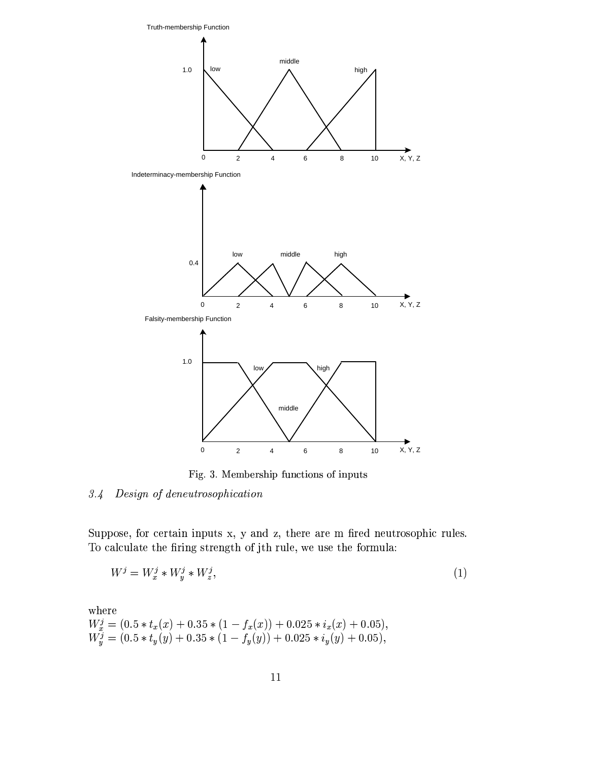Fig. 3. Membership functions of inputs

### 3.4 Design of deneutrosophication

Suppose, for certain inputs x, y and z, there are m fired neutrosophic rules. To calculate the firing strength of jth rule, we use the formula:

$$W^j = W^j_x * W^j_y * W^j_z, \tag{1}$$

where
$W^j_x = (0.5 * t_x(x) + 0.35 * (1 - f_x(x)) + 0.025 * i_x(x) + 0.05)$,
$W^j_y = (0.5 * t_y(y) + 0.35 * (1 - f_y(y)) + 0.025 * i_y(y) + 0.05)$,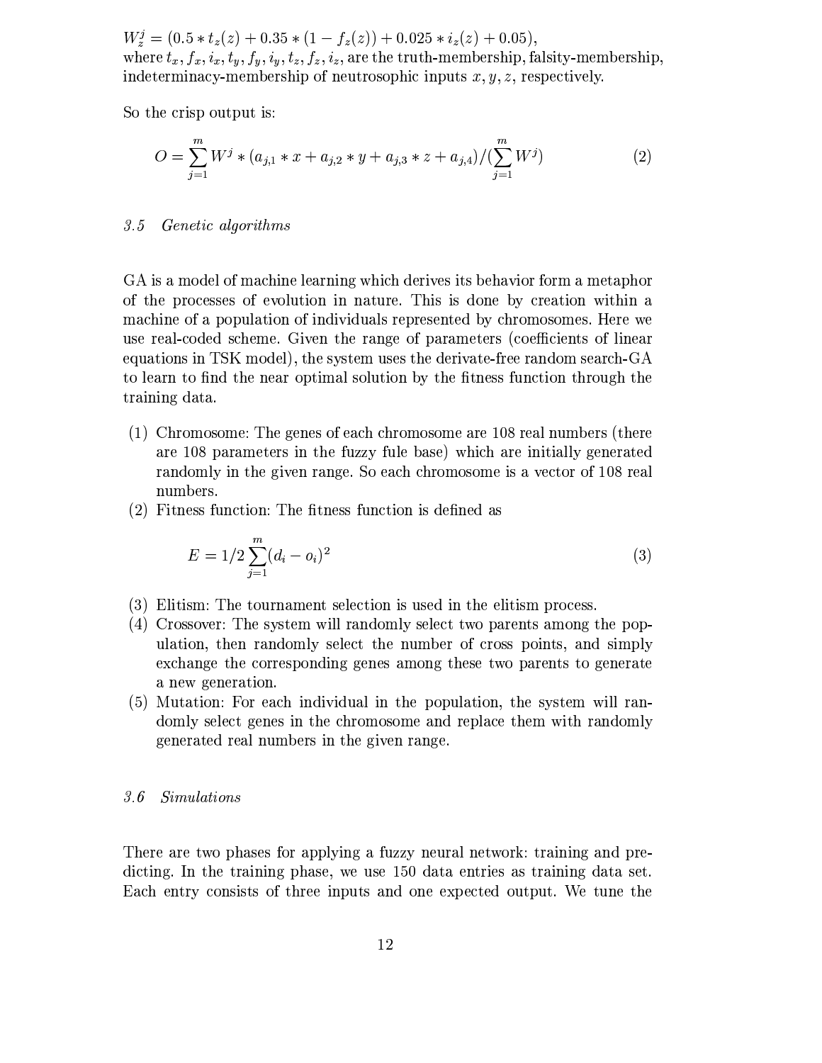$W_z^j = (0.5 * t_z(z) + 0.35 * (1 - f_z(z)) + 0.025 * i_z(z) + 0.05)$,
where $t_x, f_x, i_x, t_y, f_y, i_y, t_z, f_z, i_z$, are the truth-membership, falsity-membership, indeterminacy-membership of neutrosophic inputs $x, y, z$, respectively.

So the crisp output is:

$$O = \sum_{j=1}^{m} W^j * (a_{j,1} * x + a_{j,2} * y + a_{j,3} * z + a_{j,4}) / (\sum_{j=1}^{m} W^j) \tag{2}$$

### *3.5 Genetic algorithms*

GA is a model of machine learning which derives its behavior form a metaphor of the processes of evolution in nature. This is done by creation within a machine of a population of individuals represented by chromosomes. Here we use real-coded scheme. Given the range of parameters (coefficients of linear equations in TSK model), the system uses the derivate-free random search-GA to learn to find the near optimal solution by the fitness function through the training data.

(1) Chromosome: The genes of each chromosome are 108 real numbers (there are 108 parameters in the fuzzy fule base) which are initially generated randomly in the given range. So each chromosome is a vector of 108 real numbers.

(2) Fitness function: The fitness function is defined as

$$E = 1/2 \sum_{j=1}^{m} (d_i - o_i)^2 \tag{3}$$

(3) Elitism: The tournament selection is used in the elitism process.

(4) Crossover: The system will randomly select two parents among the population, then randomly select the number of cross points, and simply exchange the corresponding genes among these two parents to generate a new generation.

(5) Mutation: For each individual in the population, the system will randomly select genes in the chromosome and replace them with randomly generated real numbers in the given range.

### *3.6 Simulations*

There are two phases for applying a fuzzy neural network: training and predicting. In the training phase, we use 150 data entries as training data set. Each entry consists of three inputs and one expected output. We tune the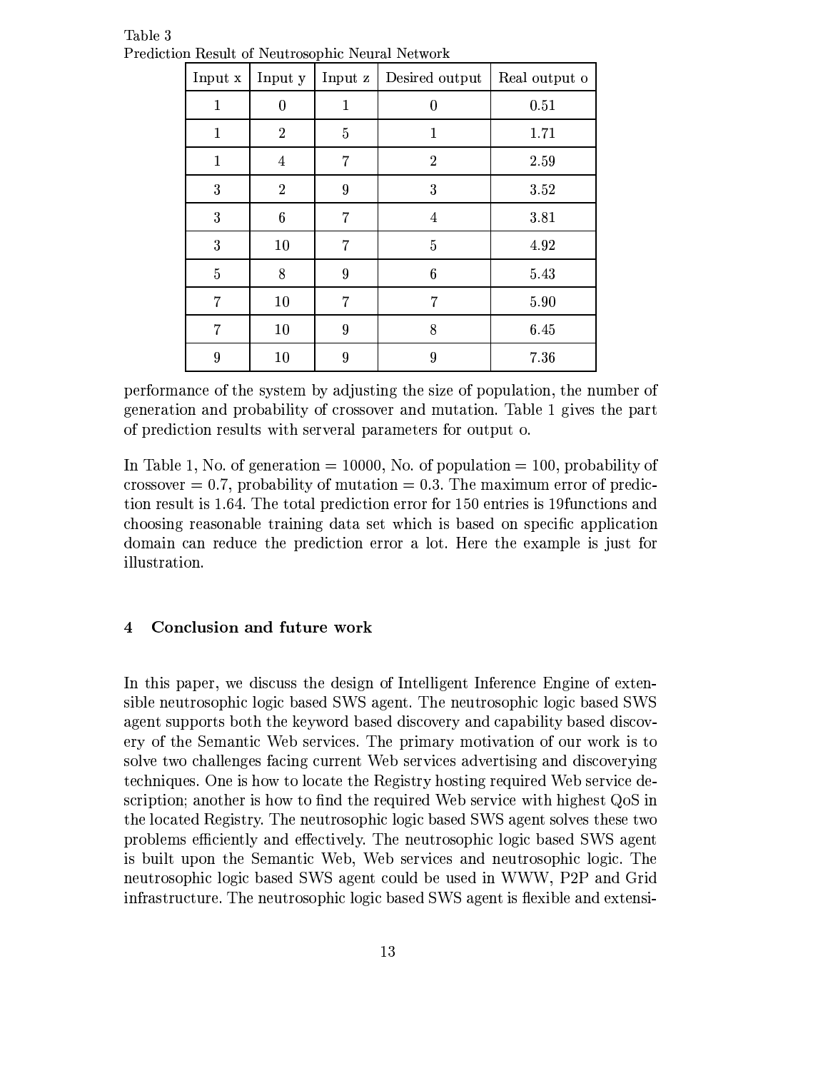Table 3
Prediction Result of Neutrosophic Neural Network

| Input x | Input y | Input z | Desired output | Real output o |
|---|---|---|---|---|
| 1 | 0 | 1 | 0 | 0.51 |
| 1 | 2 | 5 | 1 | 1.71 |
| 1 | 4 | 7 | 2 | 2.59 |
| 3 | 2 | 9 | 3 | 3.52 |
| 3 | 6 | 7 | 4 | 3.81 |
| 3 | 10 | 7 | 5 | 4.92 |
| 5 | 8 | 9 | 6 | 5.43 |
| 7 | 10 | 7 | 7 | 5.90 |
| 7 | 10 | 9 | 8 | 6.45 |
| 9 | 10 | 9 | 9 | 7.36 |

performance of the system by adjusting the size of population, the number of generation and probability of crossover and mutation. Table 1 gives the part of prediction results with serveral parameters for output o.

In Table 1, No. of generation = 10000, No. of population = 100, probability of crossover = 0.7, probability of mutation = 0.3. The maximum error of prediction result is 1.64. The total prediction error for 150 entries is 19functions and choosing reasonable training data set which is based on specific application domain can reduce the prediction error a lot. Here the example is just for illustration.

## 4 Conclusion and future work

In this paper, we discuss the design of Intelligent Inference Engine of extensible neutrosophic logic based SWS agent. The neutrosophic logic based SWS agent supports both the keyword based discovery and capability based discovery of the Semantic Web services. The primary motivation of our work is to solve two challenges facing current Web services advertising and discoverying techniques. One is how to locate the Registry hosting required Web service description; another is how to find the required Web service with highest QoS in the located Registry. The neutrosophic logic based SWS agent solves these two problems efficiently and effectively. The neutrosophic logic based SWS agent is built upon the Semantic Web, Web services and neutrosophic logic. The neutrosophic logic based SWS agent could be used in WWW, P2P and Grid infrastructure. The neutrosophic logic based SWS agent is flexible and extensi-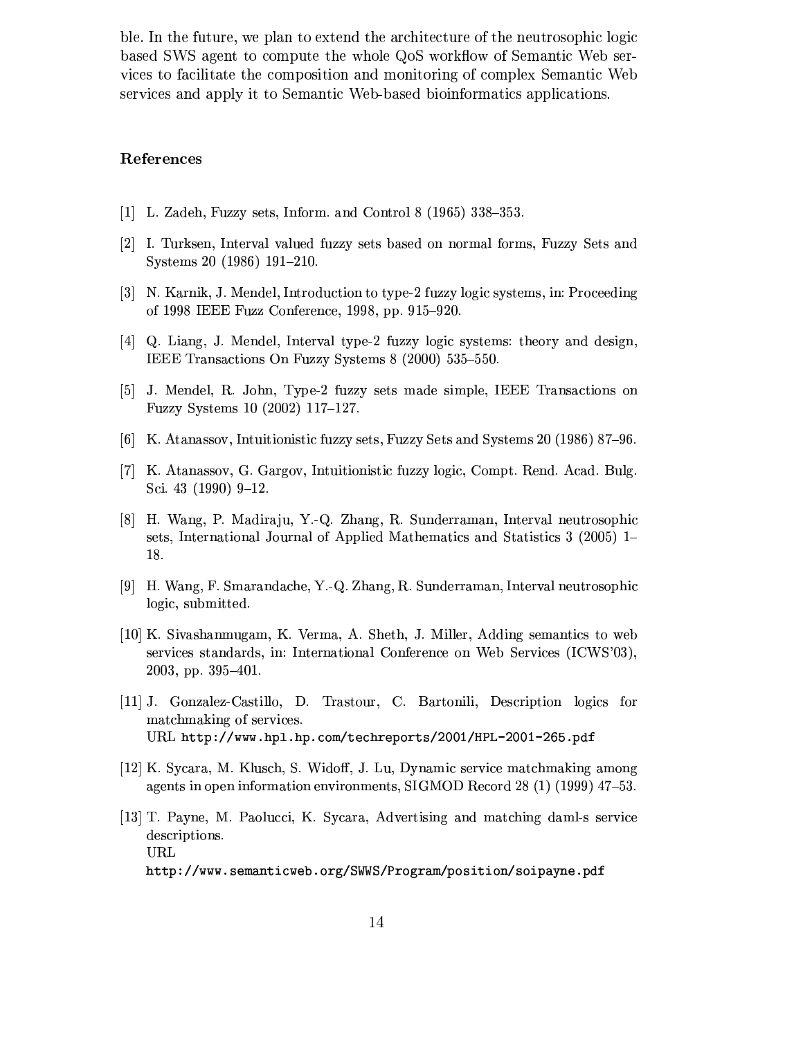ble. In the future, we plan to extend the architecture of the neutrosophic logic based SWS agent to compute the whole QoS workflow of Semantic Web services to facilitate the composition and monitoring of complex Semantic Web services and apply it to Semantic Web-based bioinformatics applications.

## References

[1] L. Zadeh, Fuzzy sets, Inform. and Control 8 (1965) 338–353.

[2] I. Turksen, Interval valued fuzzy sets based on normal forms, Fuzzy Sets and Systems 20 (1986) 191–210.

[3] N. Karnik, J. Mendel, Introduction to type-2 fuzzy logic systems, in: Proceeding of 1998 IEEE Fuzz Conference, 1998, pp. 915–920.

[4] Q. Liang, J. Mendel, Interval type-2 fuzzy logic systems: theory and design, IEEE Transactions On Fuzzy Systems 8 (2000) 535–550.

[5] J. Mendel, R. John, Type-2 fuzzy sets made simple, IEEE Transactions on Fuzzy Systems 10 (2002) 117–127.

[6] K. Atanassov, Intuitionistic fuzzy sets, Fuzzy Sets and Systems 20 (1986) 87–96.

[7] K. Atanassov, G. Gargov, Intuitionistic fuzzy logic, Compt. Rend. Acad. Bulg. Sci. 43 (1990) 9–12.

[8] H. Wang, P. Madiraju, Y.-Q. Zhang, R. Sunderraman, Interval neutrosophic sets, International Journal of Applied Mathematics and Statistics 3 (2005) 1–18.

[9] H. Wang, F. Smarandache, Y.-Q. Zhang, R. Sunderraman, Interval neutrosophic logic, submitted.

[10] K. Sivashanmugam, K. Verma, A. Sheth, J. Miller, Adding semantics to web services standards, in: International Conference on Web Services (ICWS'03), 2003, pp. 395–401.

[11] J. Gonzalez-Castillo, D. Trastour, C. Bartonili, Description logics for matchmaking of services.
URL `http://www.hpl.hp.com/techreports/2001/HPL-2001-265.pdf`

[12] K. Sycara, M. Klusch, S. Widoff, J. Lu, Dynamic service matchmaking among agents in open information environments, SIGMOD Record 28 (1) (1999) 47–53.

[13] T. Payne, M. Paolucci, K. Sycara, Advertising and matching daml-s service descriptions.
URL
`http://www.semanticweb.org/SWWS/Program/position/soipayne.pdf`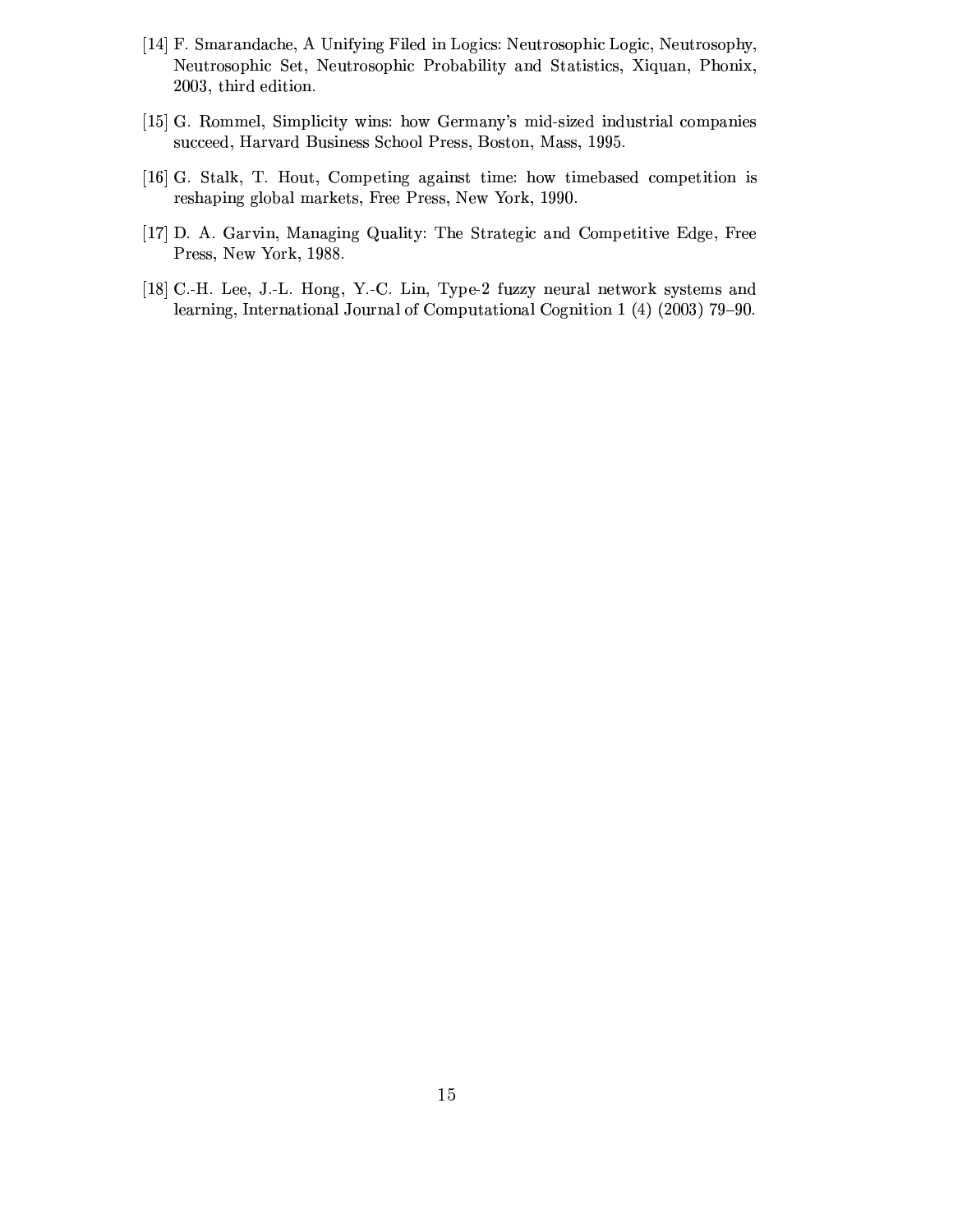[14] F. Smarandache, A Unifying Filed in Logics: Neutrosophic Logic, Neutrosophy, Neutrosophic Set, Neutrosophic Probability and Statistics, Xiquan, Phonix, 2003, third edition.

[15] G. Rommel, Simplicity wins: how Germany's mid-sized industrial companies succeed, Harvard Business School Press, Boston, Mass, 1995.

[16] G. Stalk, T. Hout, Competing against time: how timebased competition is reshaping global markets, Free Press, New York, 1990.

[17] D. A. Garvin, Managing Quality: The Strategic and Competitive Edge, Free Press, New York, 1988.

[18] C.-H. Lee, J.-L. Hong, Y.-C. Lin, Type-2 fuzzy neural network systems and learning, International Journal of Computational Cognition 1 (4) (2003) 79–90.